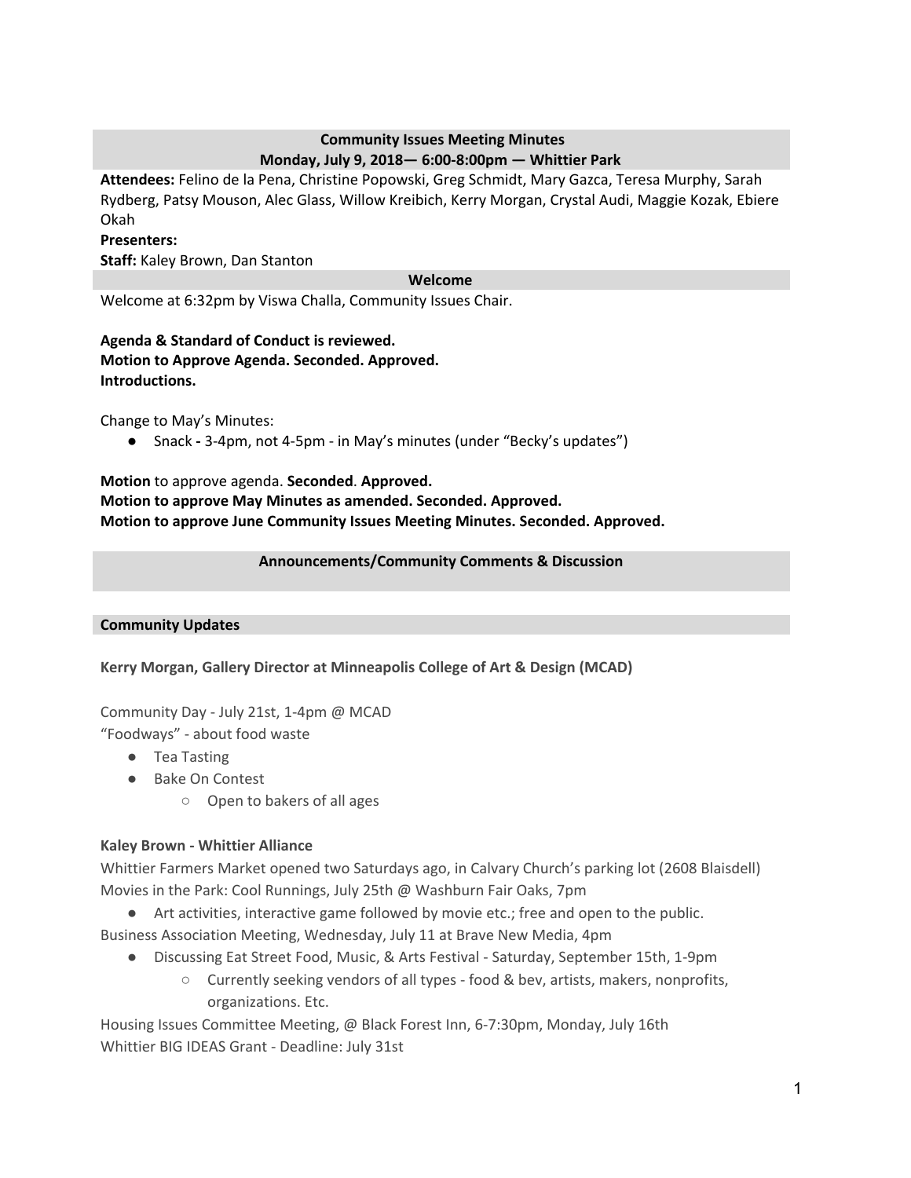## Community Issues Meeting Minutes
## Monday, July 9, 2018— 6:00-8:00pm — Whittier Park

**Attendees:** Felino de la Pena, Christine Popowski, Greg Schmidt, Mary Gazca, Teresa Murphy, Sarah Rydberg, Patsy Mouson, Alec Glass, Willow Kreibich, Kerry Morgan, Crystal Audi, Maggie Kozak, Ebiere Okah

**Presenters:**

**Staff:** Kaley Brown, Dan Stanton

## Welcome

Welcome at 6:32pm by Viswa Challa, Community Issues Chair.

**Agenda & Standard of Conduct is reviewed.**
**Motion to Approve Agenda. Seconded. Approved.**
**Introductions.**

Change to May's Minutes:

- Snack **-** 3-4pm, not 4-5pm - in May's minutes (under "Becky's updates")

**Motion** to approve agenda. **Seconded**. **Approved.**
**Motion to approve May Minutes as amended. Seconded. Approved.**
**Motion to approve June Community Issues Meeting Minutes. Seconded. Approved.**

## Announcements/Community Comments & Discussion

### Community Updates

**Kerry Morgan, Gallery Director at Minneapolis College of Art & Design (MCAD)**

Community Day - July 21st, 1-4pm @ MCAD
"Foodways" - about food waste

- Tea Tasting
- Bake On Contest
  - Open to bakers of all ages

**Kaley Brown - Whittier Alliance**

Whittier Farmers Market opened two Saturdays ago, in Calvary Church's parking lot (2608 Blaisdell)
Movies in the Park: Cool Runnings, July 25th @ Washburn Fair Oaks, 7pm

- Art activities, interactive game followed by movie etc.; free and open to the public.

Business Association Meeting, Wednesday, July 11 at Brave New Media, 4pm

- Discussing Eat Street Food, Music, & Arts Festival - Saturday, September 15th, 1-9pm
  - Currently seeking vendors of all types - food & bev, artists, makers, nonprofits, organizations. Etc.

Housing Issues Committee Meeting, @ Black Forest Inn, 6-7:30pm, Monday, July 16th
Whittier BIG IDEAS Grant - Deadline: July 31st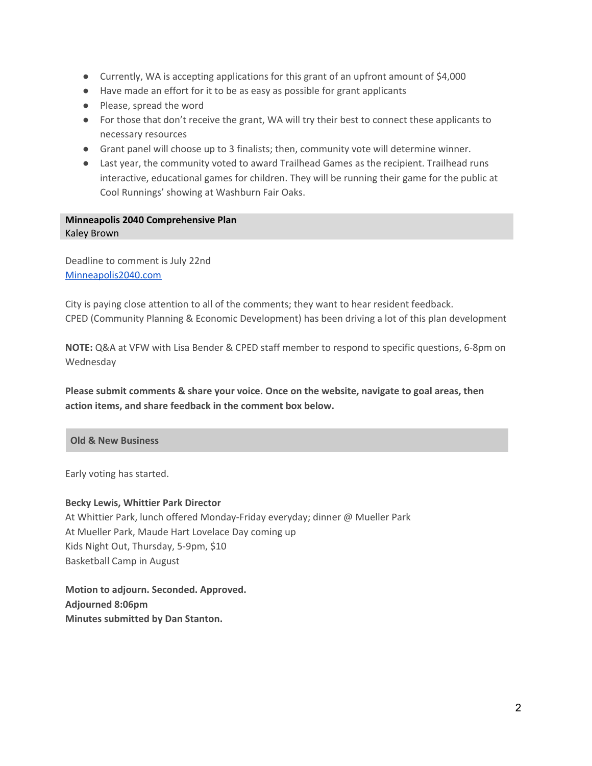- Currently, WA is accepting applications for this grant of an upfront amount of $4,000
- Have made an effort for it to be as easy as possible for grant applicants
- Please, spread the word
- For those that don't receive the grant, WA will try their best to connect these applicants to necessary resources
- Grant panel will choose up to 3 finalists; then, community vote will determine winner.
- Last year, the community voted to award Trailhead Games as the recipient. Trailhead runs interactive, educational games for children. They will be running their game for the public at Cool Runnings' showing at Washburn Fair Oaks.

## Minneapolis 2040 Comprehensive Plan
Kaley Brown

Deadline to comment is July 22nd
[Minneapolis2040.com](Minneapolis2040.com)

City is paying close attention to all of the comments; they want to hear resident feedback.
CPED (Community Planning & Economic Development) has been driving a lot of this plan development

**NOTE:** Q&A at VFW with Lisa Bender & CPED staff member to respond to specific questions, 6-8pm on Wednesday

**Please submit comments & share your voice. Once on the website, navigate to goal areas, then action items, and share feedback in the comment box below.**

## Old & New Business

Early voting has started.

**Becky Lewis, Whittier Park Director**
At Whittier Park, lunch offered Monday-Friday everyday; dinner @ Mueller Park
At Mueller Park, Maude Hart Lovelace Day coming up
Kids Night Out, Thursday, 5-9pm, $10
Basketball Camp in August

**Motion to adjourn. Seconded. Approved.**
**Adjourned 8:06pm**
**Minutes submitted by Dan Stanton.**